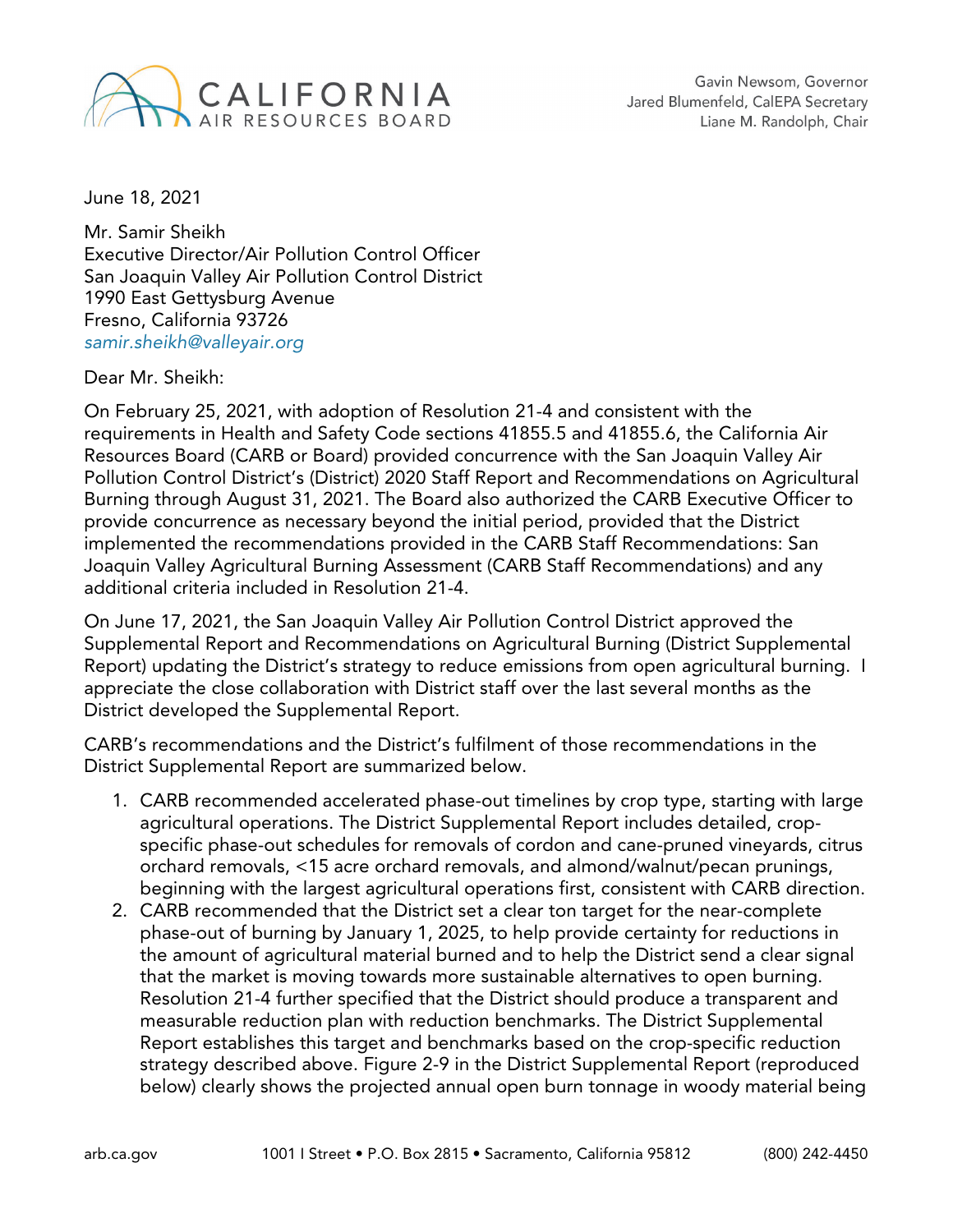CALIFORNIA
AIR RESOURCES BOARD

Gavin Newsom, Governor
Jared Blumenfeld, CalEPA Secretary
Liane M. Randolph, Chair

June 18, 2021

Mr. Samir Sheikh
Executive Director/Air Pollution Control Officer
San Joaquin Valley Air Pollution Control District
1990 East Gettysburg Avenue
Fresno, California 93726
*samir.sheikh@valleyair.org*

Dear Mr. Sheikh:

On February 25, 2021, with adoption of Resolution 21-4 and consistent with the requirements in Health and Safety Code sections 41855.5 and 41855.6, the California Air Resources Board (CARB or Board) provided concurrence with the San Joaquin Valley Air Pollution Control District's (District) 2020 Staff Report and Recommendations on Agricultural Burning through August 31, 2021. The Board also authorized the CARB Executive Officer to provide concurrence as necessary beyond the initial period, provided that the District implemented the recommendations provided in the CARB Staff Recommendations: San Joaquin Valley Agricultural Burning Assessment (CARB Staff Recommendations) and any additional criteria included in Resolution 21-4.

On June 17, 2021, the San Joaquin Valley Air Pollution Control District approved the Supplemental Report and Recommendations on Agricultural Burning (District Supplemental Report) updating the District's strategy to reduce emissions from open agricultural burning. I appreciate the close collaboration with District staff over the last several months as the District developed the Supplemental Report.

CARB's recommendations and the District's fulfilment of those recommendations in the District Supplemental Report are summarized below.

1. CARB recommended accelerated phase-out timelines by crop type, starting with large agricultural operations. The District Supplemental Report includes detailed, crop-specific phase-out schedules for removals of cordon and cane-pruned vineyards, citrus orchard removals, <15 acre orchard removals, and almond/walnut/pecan prunings, beginning with the largest agricultural operations first, consistent with CARB direction.
2. CARB recommended that the District set a clear ton target for the near-complete phase-out of burning by January 1, 2025, to help provide certainty for reductions in the amount of agricultural material burned and to help the District send a clear signal that the market is moving towards more sustainable alternatives to open burning. Resolution 21-4 further specified that the District should produce a transparent and measurable reduction plan with reduction benchmarks. The District Supplemental Report establishes this target and benchmarks based on the crop-specific reduction strategy described above. Figure 2-9 in the District Supplemental Report (reproduced below) clearly shows the projected annual open burn tonnage in woody material being

arb.ca.gov 1001 I Street • P.O. Box 2815 • Sacramento, California 95812 (800) 242-4450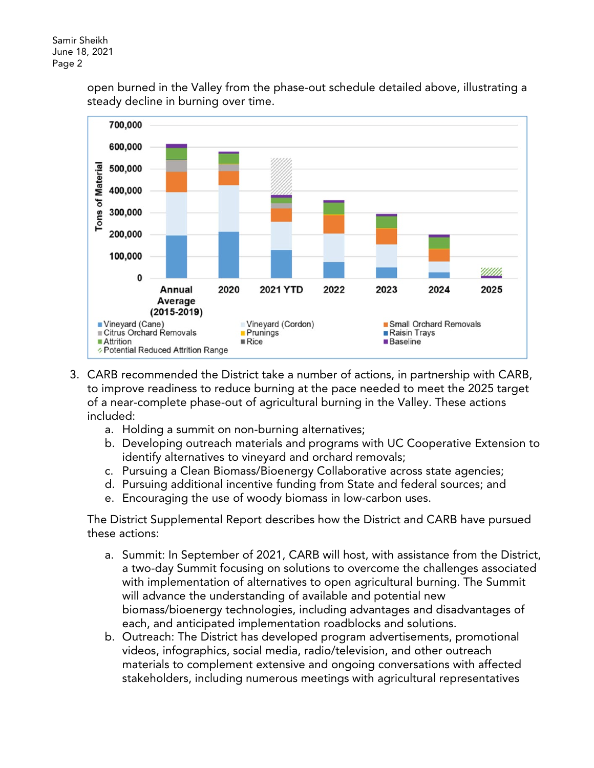open burned in the Valley from the phase-out schedule detailed above, illustrating a steady decline in burning over time.

3. CARB recommended the District take a number of actions, in partnership with CARB, to improve readiness to reduce burning at the pace needed to meet the 2025 target of a near-complete phase-out of agricultural burning in the Valley. These actions included:
    a. Holding a summit on non-burning alternatives;
    b. Developing outreach materials and programs with UC Cooperative Extension to identify alternatives to vineyard and orchard removals;
    c. Pursuing a Clean Biomass/Bioenergy Collaborative across state agencies;
    d. Pursuing additional incentive funding from State and federal sources; and
    e. Encouraging the use of woody biomass in low-carbon uses.

    The District Supplemental Report describes how the District and CARB have pursued these actions:

    a. Summit: In September of 2021, CARB will host, with assistance from the District, a two-day Summit focusing on solutions to overcome the challenges associated with implementation of alternatives to open agricultural burning. The Summit will advance the understanding of available and potential new biomass/bioenergy technologies, including advantages and disadvantages of each, and anticipated implementation roadblocks and solutions.
    b. Outreach: The District has developed program advertisements, promotional videos, infographics, social media, radio/television, and other outreach materials to complement extensive and ongoing conversations with affected stakeholders, including numerous meetings with agricultural representatives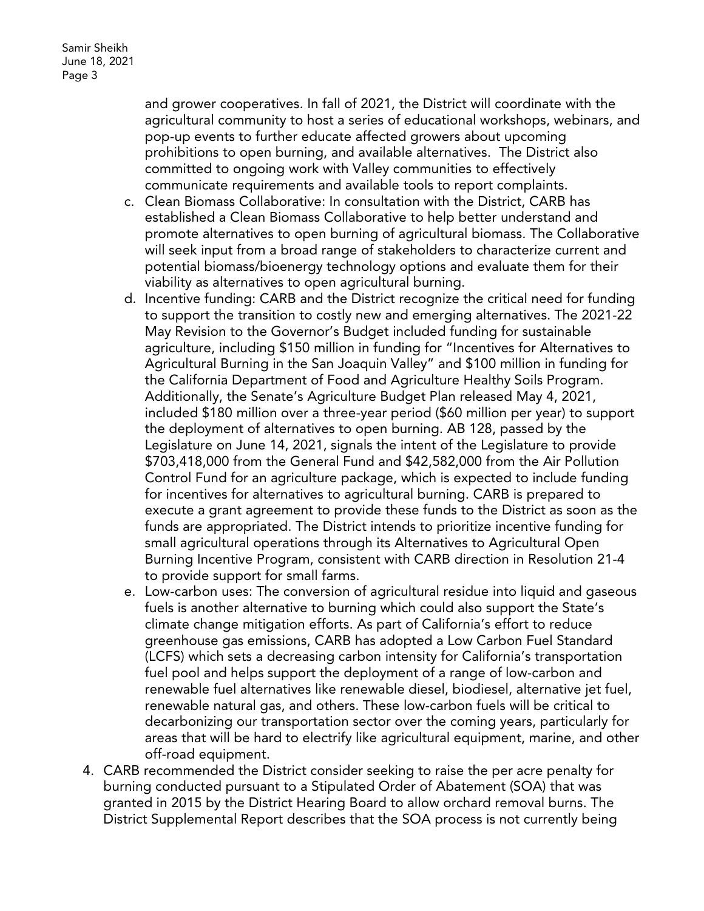and grower cooperatives. In fall of 2021, the District will coordinate with the agricultural community to host a series of educational workshops, webinars, and pop-up events to further educate affected growers about upcoming prohibitions to open burning, and available alternatives. The District also committed to ongoing work with Valley communities to effectively communicate requirements and available tools to report complaints.

c. Clean Biomass Collaborative: In consultation with the District, CARB has established a Clean Biomass Collaborative to help better understand and promote alternatives to open burning of agricultural biomass. The Collaborative will seek input from a broad range of stakeholders to characterize current and potential biomass/bioenergy technology options and evaluate them for their viability as alternatives to open agricultural burning.

d. Incentive funding: CARB and the District recognize the critical need for funding to support the transition to costly new and emerging alternatives. The 2021-22 May Revision to the Governor's Budget included funding for sustainable agriculture, including $150 million in funding for "Incentives for Alternatives to Agricultural Burning in the San Joaquin Valley" and $100 million in funding for the California Department of Food and Agriculture Healthy Soils Program. Additionally, the Senate's Agriculture Budget Plan released May 4, 2021, included $180 million over a three-year period ($60 million per year) to support the deployment of alternatives to open burning. AB 128, passed by the Legislature on June 14, 2021, signals the intent of the Legislature to provide $703,418,000 from the General Fund and $42,582,000 from the Air Pollution Control Fund for an agriculture package, which is expected to include funding for incentives for alternatives to agricultural burning. CARB is prepared to execute a grant agreement to provide these funds to the District as soon as the funds are appropriated. The District intends to prioritize incentive funding for small agricultural operations through its Alternatives to Agricultural Open Burning Incentive Program, consistent with CARB direction in Resolution 21-4 to provide support for small farms.

e. Low-carbon uses: The conversion of agricultural residue into liquid and gaseous fuels is another alternative to burning which could also support the State's climate change mitigation efforts. As part of California's effort to reduce greenhouse gas emissions, CARB has adopted a Low Carbon Fuel Standard (LCFS) which sets a decreasing carbon intensity for California's transportation fuel pool and helps support the deployment of a range of low-carbon and renewable fuel alternatives like renewable diesel, biodiesel, alternative jet fuel, renewable natural gas, and others. These low-carbon fuels will be critical to decarbonizing our transportation sector over the coming years, particularly for areas that will be hard to electrify like agricultural equipment, marine, and other off-road equipment.

4. CARB recommended the District consider seeking to raise the per acre penalty for burning conducted pursuant to a Stipulated Order of Abatement (SOA) that was granted in 2015 by the District Hearing Board to allow orchard removal burns. The District Supplemental Report describes that the SOA process is not currently being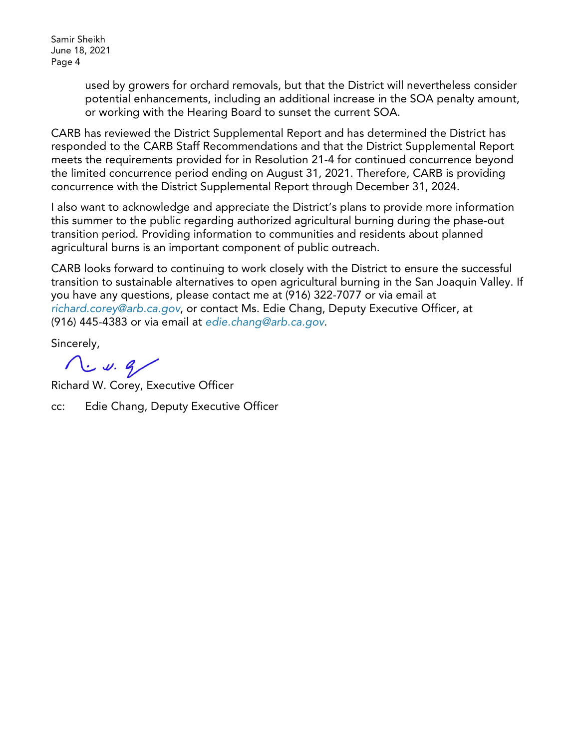used by growers for orchard removals, but that the District will nevertheless consider potential enhancements, including an additional increase in the SOA penalty amount, or working with the Hearing Board to sunset the current SOA.

CARB has reviewed the District Supplemental Report and has determined the District has responded to the CARB Staff Recommendations and that the District Supplemental Report meets the requirements provided for in Resolution 21-4 for continued concurrence beyond the limited concurrence period ending on August 31, 2021. Therefore, CARB is providing concurrence with the District Supplemental Report through December 31, 2024.

I also want to acknowledge and appreciate the District's plans to provide more information this summer to the public regarding authorized agricultural burning during the phase-out transition period. Providing information to communities and residents about planned agricultural burns is an important component of public outreach.

CARB looks forward to continuing to work closely with the District to ensure the successful transition to sustainable alternatives to open agricultural burning in the San Joaquin Valley. If you have any questions, please contact me at (916) 322-7077 or via email at *richard.corey@arb.ca.gov*, or contact Ms. Edie Chang, Deputy Executive Officer, at (916) 445-4383 or via email at *edie.chang@arb.ca.gov*.

Sincerely,

Richard W. Corey, Executive Officer

cc: Edie Chang, Deputy Executive Officer